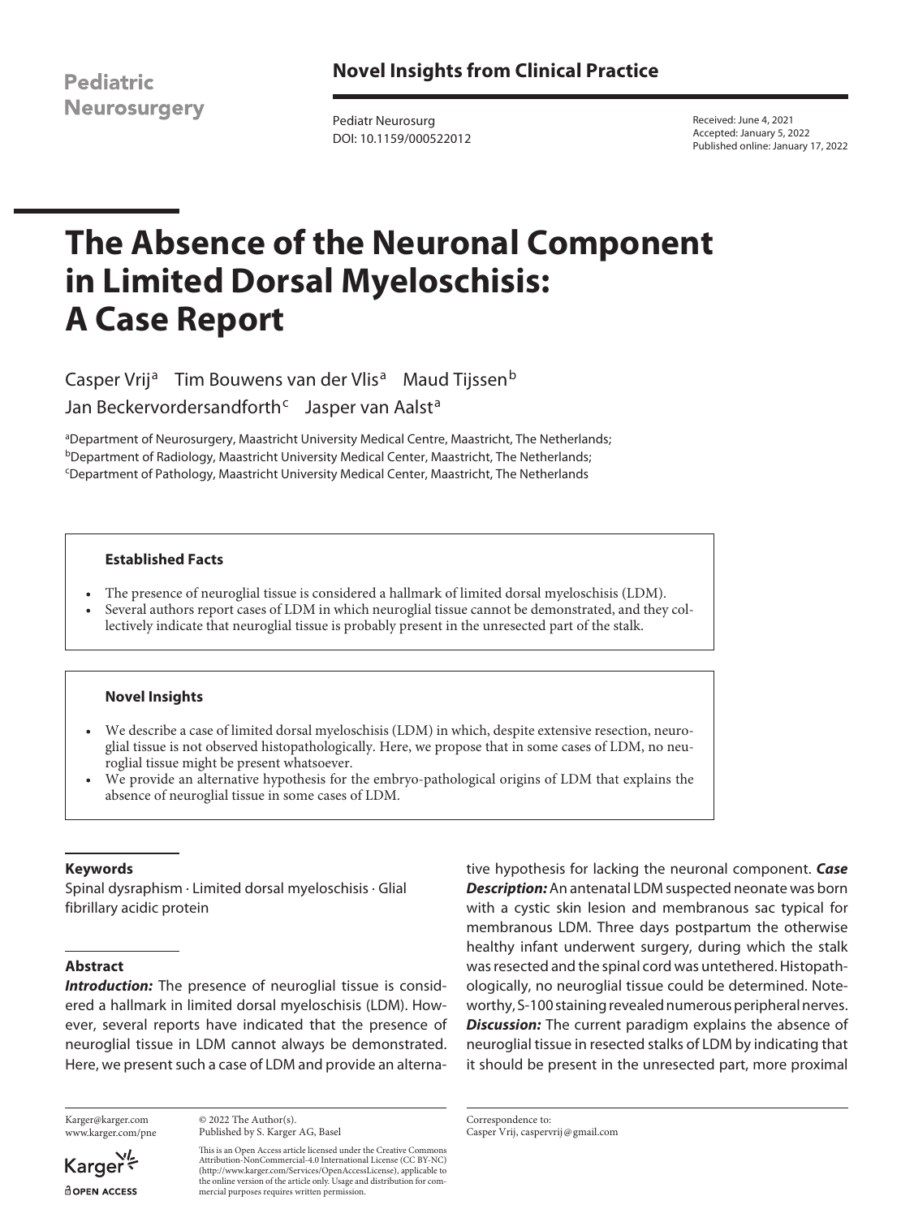Novel Insights from Clinical Practice

Received: June 4, 2021
Accepted: January 5, 2022
Published online: January 17, 2022

# The Absence of the Neuronal Component in Limited Dorsal Myeloschisis: A Case Report

Casper Vrij[a] Tim Bouwens van der Vlis[a] Maud Tijssen[b] Jan Beckervordersandforth[c] Jasper van Aalst[a]

[a]Department of Neurosurgery, Maastricht University Medical Centre, Maastricht, The Netherlands; [b]Department of Radiology, Maastricht University Medical Center, Maastricht, The Netherlands; [c]Department of Pathology, Maastricht University Medical Center, Maastricht, The Netherlands

### Established Facts

- The presence of neuroglial tissue is considered a hallmark of limited dorsal myeloschisis (LDM).
- Several authors report cases of LDM in which neuroglial tissue cannot be demonstrated, and they collectively indicate that neuroglial tissue is probably present in the unresected part of the stalk.

### Novel Insights

- We describe a case of limited dorsal myeloschisis (LDM) in which, despite extensive resection, neuroglial tissue is not observed histopathologically. Here, we propose that in some cases of LDM, no neuroglial tissue might be present whatsoever.
- We provide an alternative hypothesis for the embryo-pathological origins of LDM that explains the absence of neuroglial tissue in some cases of LDM.

### Keywords

Spinal dysraphism · Limited dorsal myeloschisis · Glial fibrillary acidic protein

### Abstract

***Introduction:*** The presence of neuroglial tissue is considered a hallmark in limited dorsal myeloschisis (LDM). However, several reports have indicated that the presence of neuroglial tissue in LDM cannot always be demonstrated. Here, we present such a case of LDM and provide an alternative hypothesis for lacking the neuronal component. ***Case Description:*** An antenatal LDM suspected neonate was born with a cystic skin lesion and membranous sac typical for membranous LDM. Three days postpartum the otherwise healthy infant underwent surgery, during which the stalk was resected and the spinal cord was untethered. Histopathologically, no neuroglial tissue could be determined. Noteworthy, S-100 staining revealed numerous peripheral nerves. ***Discussion:*** The current paradigm explains the absence of neuroglial tissue in resected stalks of LDM by indicating that it should be present in the unresected part, more proximal

Karger@karger.com
www.karger.com/pne

© 2022 The Author(s).
Published by S. Karger AG, Basel

This is an Open Access article licensed under the Creative Commons Attribution-NonCommercial-4.0 International License (CC BY-NC) (http://www.karger.com/Services/OpenAccessLicense), applicable to the online version of the article only. Usage and distribution for commercial purposes requires written permission.

Correspondence to:
Casper Vrij, caspervrij@gmail.com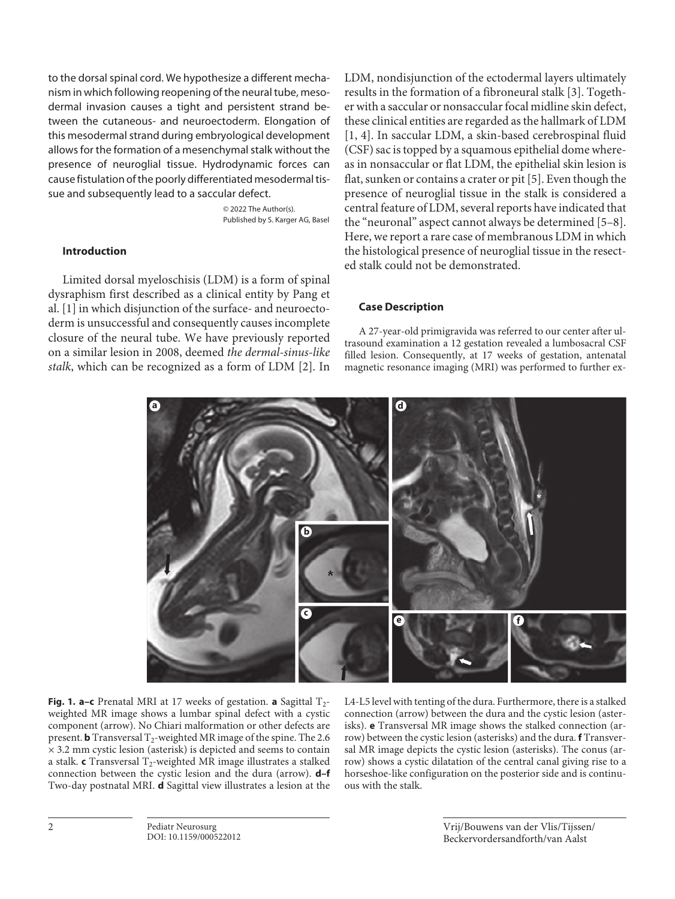to the dorsal spinal cord. We hypothesize a different mechanism in which following reopening of the neural tube, mesodermal invasion causes a tight and persistent strand between the cutaneous- and neuroectoderm. Elongation of this mesodermal strand during embryological development allows for the formation of a mesenchymal stalk without the presence of neuroglial tissue. Hydrodynamic forces can cause fistulation of the poorly differentiated mesodermal tissue and subsequently lead to a saccular defect.

© 2022 The Author(s).
Published by S. Karger AG, Basel

## Introduction

Limited dorsal myeloschisis (LDM) is a form of spinal dysraphism first described as a clinical entity by Pang et al. [1] in which disjunction of the surface- and neuroectoderm is unsuccessful and consequently causes incomplete closure of the neural tube. We have previously reported on a similar lesion in 2008, deemed *the dermal-sinus-like stalk*, which can be recognized as a form of LDM [2]. In LDM, nondisjunction of the ectodermal layers ultimately results in the formation of a fibroneural stalk [3]. Together with a saccular or nonsaccular focal midline skin defect, these clinical entities are regarded as the hallmark of LDM [1, 4]. In saccular LDM, a skin-based cerebrospinal fluid (CSF) sac is topped by a squamous epithelial dome whereas in nonsaccular or flat LDM, the epithelial skin lesion is flat, sunken or contains a crater or pit [5]. Even though the presence of neuroglial tissue in the stalk is considered a central feature of LDM, several reports have indicated that the "neuronal" aspect cannot always be determined [5–8]. Here, we report a rare case of membranous LDM in which the histological presence of neuroglial tissue in the resected stalk could not be demonstrated.

## Case Description

A 27-year-old primigravida was referred to our center after ultrasound examination a 12 gestation revealed a lumbosacral CSF filled lesion. Consequently, at 17 weeks of gestation, antenatal magnetic resonance imaging (MRI) was performed to further ex-

**Fig. 1. a–c** Prenatal MRI at 17 weeks of gestation. **a** Sagittal $T_2$-weighted MR image shows a lumbar spinal defect with a cystic component (arrow). No Chiari malformation or other defects are present. **b** Transversal $T_2$-weighted MR image of the spine. The 2.6 × 3.2 mm cystic lesion (asterisk) is depicted and seems to contain a stalk. **c** Transversal $T_2$-weighted MR image illustrates a stalked connection between the cystic lesion and the dura (arrow). **d–f** Two-day postnatal MRI. **d** Sagittal view illustrates a lesion at the L4-L5 level with tenting of the dura. Furthermore, there is a stalked connection (arrow) between the dura and the cystic lesion (asterisks). **e** Transversal MR image shows the stalked connection (arrow) between the cystic lesion (asterisks) and the dura. **f** Transversal MR image depicts the cystic lesion (asterisks). The conus (arrow) shows a cystic dilatation of the central canal giving rise to a horseshoe-like configuration on the posterior side and is continuous with the stalk.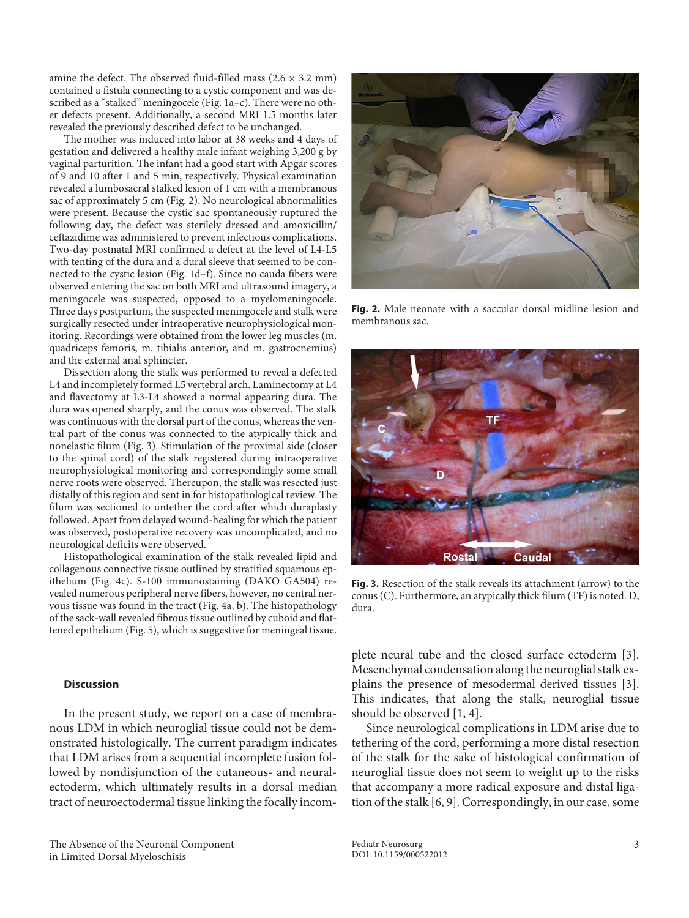amine the defect. The observed fluid-filled mass (2.6 × 3.2 mm) contained a fistula connecting to a cystic component and was described as a "stalked" meningocele (Fig. 1a–c). There were no other defects present. Additionally, a second MRI 1.5 months later revealed the previously described defect to be unchanged.

The mother was induced into labor at 38 weeks and 4 days of gestation and delivered a healthy male infant weighing 3,200 g by vaginal parturition. The infant had a good start with Apgar scores of 9 and 10 after 1 and 5 min, respectively. Physical examination revealed a lumbosacral stalked lesion of 1 cm with a membranous sac of approximately 5 cm (Fig. 2). No neurological abnormalities were present. Because the cystic sac spontaneously ruptured the following day, the defect was sterilely dressed and amoxicillin/ceftazidime was administered to prevent infectious complications. Two-day postnatal MRI confirmed a defect at the level of L4-L5 with tenting of the dura and a dural sleeve that seemed to be connected to the cystic lesion (Fig. 1d–f). Since no cauda fibers were observed entering the sac on both MRI and ultrasound imagery, a meningocele was suspected, opposed to a myelomeningocele. Three days postpartum, the suspected meningocele and stalk were surgically resected under intraoperative neurophysiological monitoring. Recordings were obtained from the lower leg muscles (m. quadriceps femoris, m. tibialis anterior, and m. gastrocnemius) and the external anal sphincter.

Dissection along the stalk was performed to reveal a defected L4 and incompletely formed L5 vertebral arch. Laminectomy at L4 and flavectomy at L3-L4 showed a normal appearing dura. The dura was opened sharply, and the conus was observed. The stalk was continuous with the dorsal part of the conus, whereas the ventral part of the conus was connected to the atypically thick and nonelastic filum (Fig. 3). Stimulation of the proximal side (closer to the spinal cord) of the stalk registered during intraoperative neurophysiological monitoring and correspondingly some small nerve roots were observed. Thereupon, the stalk was resected just distally of this region and sent in for histopathological review. The filum was sectioned to untether the cord after which duraplasty followed. Apart from delayed wound-healing for which the patient was observed, postoperative recovery was uncomplicated, and no neurological deficits were observed.

Histopathological examination of the stalk revealed lipid and collagenous connective tissue outlined by stratified squamous epithelium (Fig. 4c). S-100 immunostaining (DAKO GA504) revealed numerous peripheral nerve fibers, however, no central nervous tissue was found in the tract (Fig. 4a, b). The histopathology of the sack-wall revealed fibrous tissue outlined by cuboid and flattened epithelium (Fig. 5), which is suggestive for meningeal tissue.

**Fig. 2.** Male neonate with a saccular dorsal midline lesion and membranous sac.

**Fig. 3.** Resection of the stalk reveals its attachment (arrow) to the conus (C). Furthermore, an atypically thick filum (TF) is noted. D, dura.

## Discussion

In the present study, we report on a case of membranous LDM in which neuroglial tissue could not be demonstrated histologically. The current paradigm indicates that LDM arises from a sequential incomplete fusion followed by nondisjunction of the cutaneous- and neural-ectoderm, which ultimately results in a dorsal median tract of neuroectodermal tissue linking the focally incomplete neural tube and the closed surface ectoderm [3]. Mesenchymal condensation along the neuroglial stalk explains the presence of mesodermal derived tissues [3]. This indicates, that along the stalk, neuroglial tissue should be observed [1, 4].

Since neurological complications in LDM arise due to tethering of the cord, performing a more distal resection of the stalk for the sake of histological confirmation of neuroglial tissue does not seem to weight up to the risks that accompany a more radical exposure and distal ligation of the stalk [6, 9]. Correspondingly, in our case, some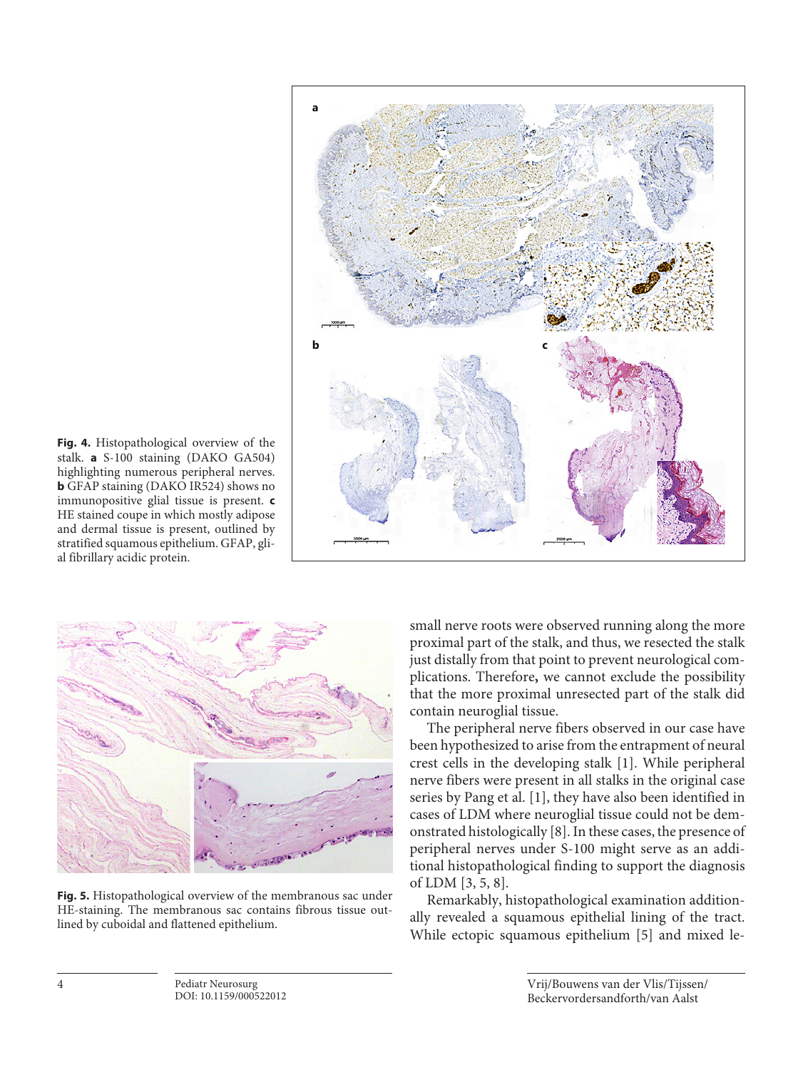**Fig. 4.** Histopathological overview of the stalk. **a** S-100 staining (DAKO GA504) highlighting numerous peripheral nerves. **b** GFAP staining (DAKO IR524) shows no immunopositive glial tissue is present. **c** HE stained coupe in which mostly adipose and dermal tissue is present, outlined by stratified squamous epithelium. GFAP, glial fibrillary acidic protein.

**Fig. 5.** Histopathological overview of the membranous sac under HE-staining. The membranous sac contains fibrous tissue outlined by cuboidal and flattened epithelium.

small nerve roots were observed running along the more proximal part of the stalk, and thus, we resected the stalk just distally from that point to prevent neurological complications. Therefore**,** we cannot exclude the possibility that the more proximal unresected part of the stalk did contain neuroglial tissue.

The peripheral nerve fibers observed in our case have been hypothesized to arise from the entrapment of neural crest cells in the developing stalk [1]. While peripheral nerve fibers were present in all stalks in the original case series by Pang et al. [1], they have also been identified in cases of LDM where neuroglial tissue could not be demonstrated histologically [8]. In these cases, the presence of peripheral nerves under S-100 might serve as an additional histopathological finding to support the diagnosis of LDM [3, 5, 8].

Remarkably, histopathological examination additionally revealed a squamous epithelial lining of the tract. While ectopic squamous epithelium [5] and mixed le-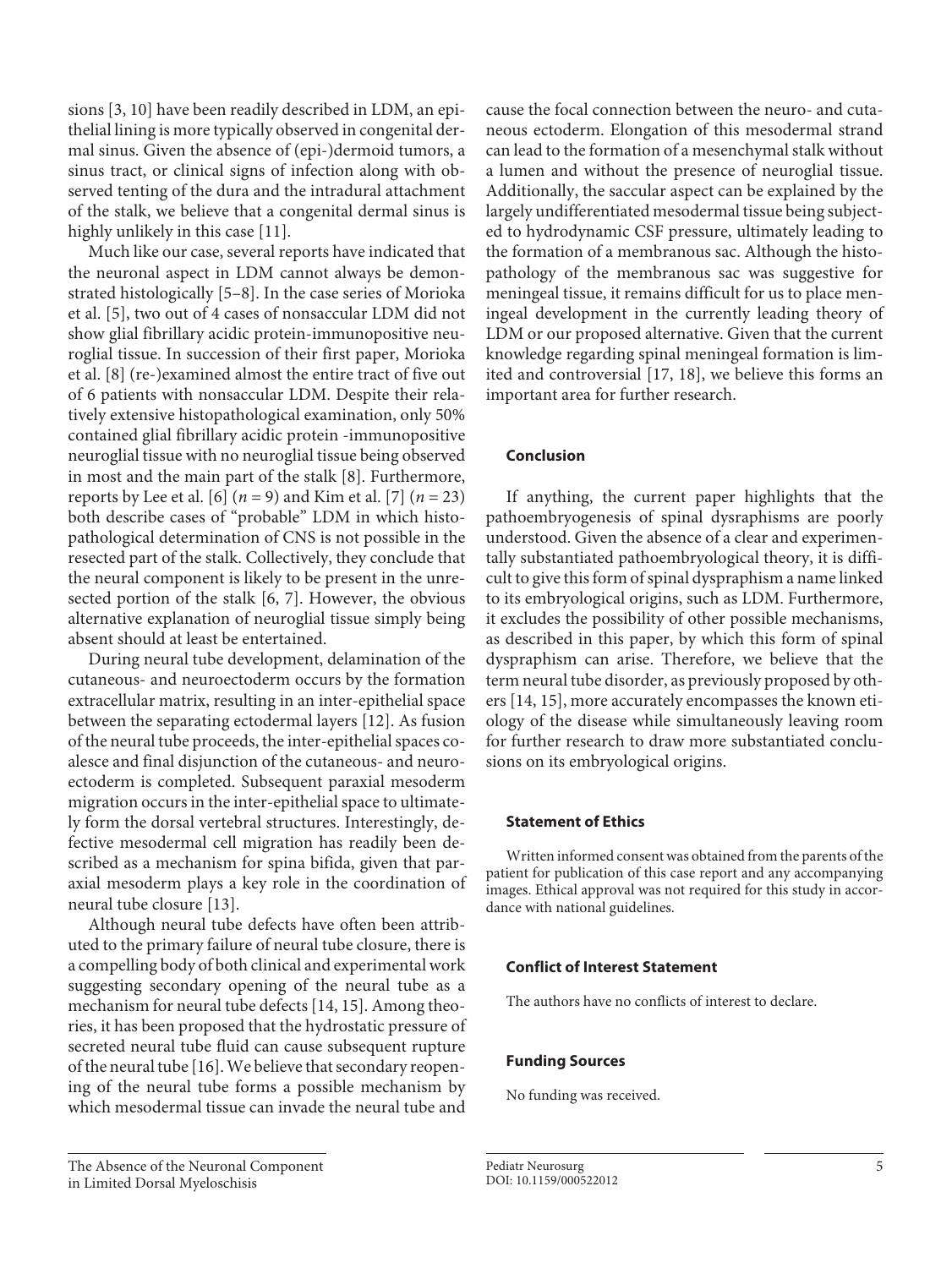sions [3, 10] have been readily described in LDM, an epithelial lining is more typically observed in congenital dermal sinus. Given the absence of (epi-)dermoid tumors, a sinus tract, or clinical signs of infection along with observed tenting of the dura and the intradural attachment of the stalk, we believe that a congenital dermal sinus is highly unlikely in this case [11].

Much like our case, several reports have indicated that the neuronal aspect in LDM cannot always be demonstrated histologically [5–8]. In the case series of Morioka et al. [5], two out of 4 cases of nonsaccular LDM did not show glial fibrillary acidic protein-immunopositive neuroglial tissue. In succession of their first paper, Morioka et al. [8] (re-)examined almost the entire tract of five out of 6 patients with nonsaccular LDM. Despite their relatively extensive histopathological examination, only 50% contained glial fibrillary acidic protein -immunopositive neuroglial tissue with no neuroglial tissue being observed in most and the main part of the stalk [8]. Furthermore, reports by Lee et al. [6] ($n = 9$) and Kim et al. [7] ($n = 23$) both describe cases of "probable" LDM in which histopathological determination of CNS is not possible in the resected part of the stalk. Collectively, they conclude that the neural component is likely to be present in the unresected portion of the stalk [6, 7]. However, the obvious alternative explanation of neuroglial tissue simply being absent should at least be entertained.

During neural tube development, delamination of the cutaneous- and neuroectoderm occurs by the formation extracellular matrix, resulting in an inter-epithelial space between the separating ectodermal layers [12]. As fusion of the neural tube proceeds, the inter-epithelial spaces coalesce and final disjunction of the cutaneous- and neuroectoderm is completed. Subsequent paraxial mesoderm migration occurs in the inter-epithelial space to ultimately form the dorsal vertebral structures. Interestingly, defective mesodermal cell migration has readily been described as a mechanism for spina bifida, given that paraxial mesoderm plays a key role in the coordination of neural tube closure [13].

Although neural tube defects have often been attributed to the primary failure of neural tube closure, there is a compelling body of both clinical and experimental work suggesting secondary opening of the neural tube as a mechanism for neural tube defects [14, 15]. Among theories, it has been proposed that the hydrostatic pressure of secreted neural tube fluid can cause subsequent rupture of the neural tube [16]. We believe that secondary reopening of the neural tube forms a possible mechanism by which mesodermal tissue can invade the neural tube and cause the focal connection between the neuro- and cutaneous ectoderm. Elongation of this mesodermal strand can lead to the formation of a mesenchymal stalk without a lumen and without the presence of neuroglial tissue. Additionally, the saccular aspect can be explained by the largely undifferentiated mesodermal tissue being subjected to hydrodynamic CSF pressure, ultimately leading to the formation of a membranous sac. Although the histopathology of the membranous sac was suggestive for meningeal tissue, it remains difficult for us to place meningeal development in the currently leading theory of LDM or our proposed alternative. Given that the current knowledge regarding spinal meningeal formation is limited and controversial [17, 18], we believe this forms an important area for further research.

## Conclusion

If anything, the current paper highlights that the pathoembryogenesis of spinal dysraphisms are poorly understood. Given the absence of a clear and experimentally substantiated pathoembryological theory, it is difficult to give this form of spinal dyspraphism a name linked to its embryological origins, such as LDM. Furthermore, it excludes the possibility of other possible mechanisms, as described in this paper, by which this form of spinal dyspraphism can arise. Therefore, we believe that the term neural tube disorder, as previously proposed by others [14, 15], more accurately encompasses the known etiology of the disease while simultaneously leaving room for further research to draw more substantiated conclusions on its embryological origins.

## Statement of Ethics

Written informed consent was obtained from the parents of the patient for publication of this case report and any accompanying images. Ethical approval was not required for this study in accordance with national guidelines.

## Conflict of Interest Statement

The authors have no conflicts of interest to declare.

## Funding Sources

No funding was received.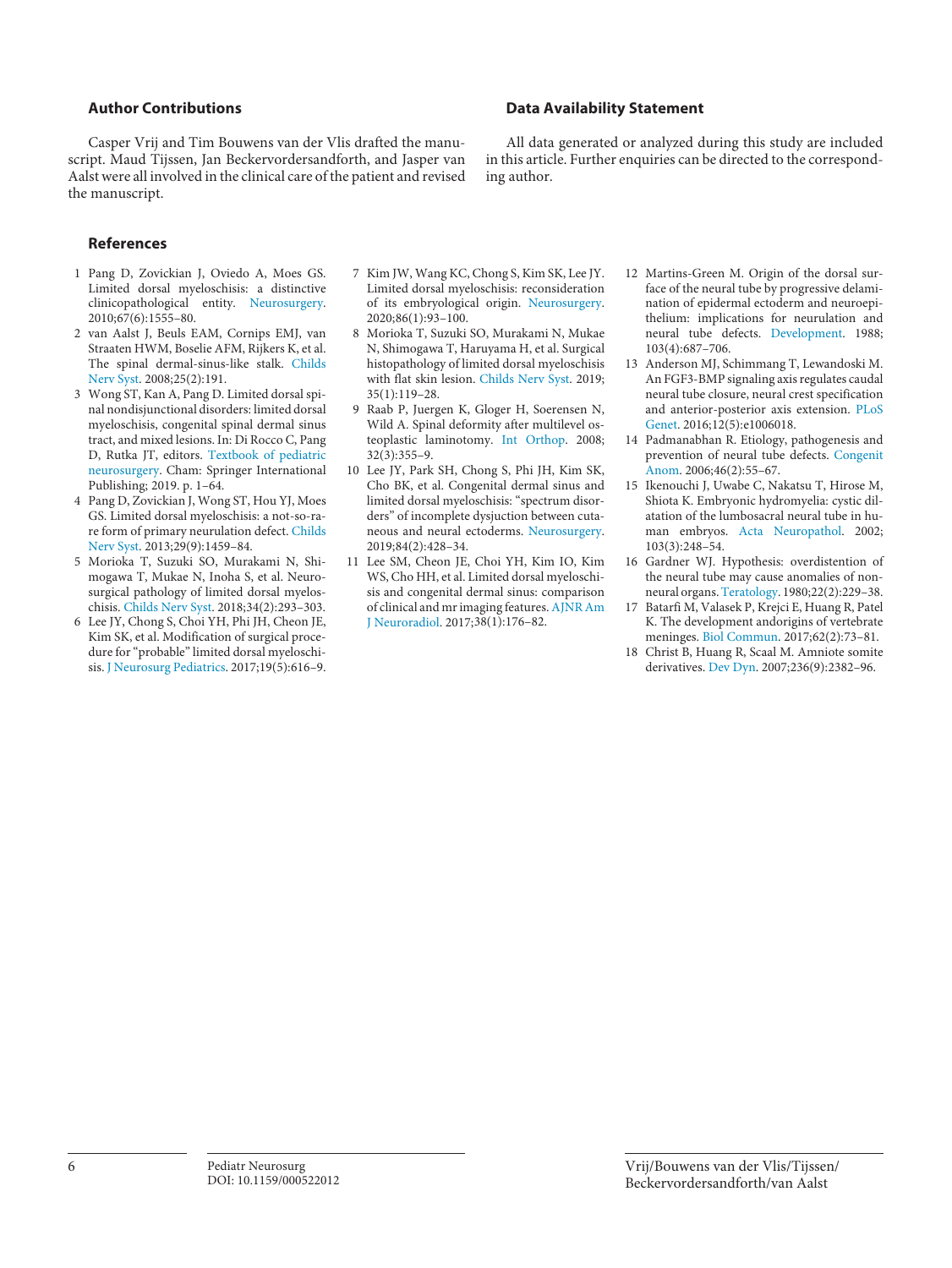## Author Contributions

Casper Vrij and Tim Bouwens van der Vlis drafted the manuscript. Maud Tijssen, Jan Beckervordersandforth, and Jasper van Aalst were all involved in the clinical care of the patient and revised the manuscript.

## Data Availability Statement

All data generated or analyzed during this study are included in this article. Further enquiries can be directed to the corresponding author.

## References

1. Pang D, Zovickian J, Oviedo A, Moes GS. Limited dorsal myeloschisis: a distinctive clinicopathological entity. Neurosurgery. 2010;67(6):1555–80.
2. van Aalst J, Beuls EAM, Cornips EMJ, van Straaten HWM, Boselie AFM, Rijkers K, et al. The spinal dermal-sinus-like stalk. Childs Nerv Syst. 2008;25(2):191.
3. Wong ST, Kan A, Pang D. Limited dorsal spinal nondisjunctional disorders: limited dorsal myeloschisis, congenital spinal dermal sinus tract, and mixed lesions. In: Di Rocco C, Pang D, Rutka JT, editors. Textbook of pediatric neurosurgery. Cham: Springer International Publishing; 2019. p. 1–64.
4. Pang D, Zovickian J, Wong ST, Hou YJ, Moes GS. Limited dorsal myeloschisis: a not-so-rare form of primary neurulation defect. Childs Nerv Syst. 2013;29(9):1459–84.
5. Morioka T, Suzuki SO, Murakami N, Shimogawa T, Mukae N, Inoha S, et al. Neurosurgical pathology of limited dorsal myeloschisis. Childs Nerv Syst. 2018;34(2):293–303.
6. Lee JY, Chong S, Choi YH, Phi JH, Cheon JE, Kim SK, et al. Modification of surgical procedure for "probable" limited dorsal myeloschisis. J Neurosurg Pediatrics. 2017;19(5):616–9.
7. Kim JW, Wang KC, Chong S, Kim SK, Lee JY. Limited dorsal myeloschisis: reconsideration of its embryological origin. Neurosurgery. 2020;86(1):93–100.
8. Morioka T, Suzuki SO, Murakami N, Mukae N, Shimogawa T, Haruyama H, et al. Surgical histopathology of limited dorsal myeloschisis with flat skin lesion. Childs Nerv Syst. 2019; 35(1):119–28.
9. Raab P, Juergen K, Gloger H, Soerensen N, Wild A. Spinal deformity after multilevel osteoplastic laminotomy. Int Orthop. 2008; 32(3):355–9.
10. Lee JY, Park SH, Chong S, Phi JH, Kim SK, Cho BK, et al. Congenital dermal sinus and limited dorsal myeloschisis: "spectrum disorders" of incomplete dysjuction between cutaneous and neural ectoderms. Neurosurgery. 2019;84(2):428–34.
11. Lee SM, Cheon JE, Choi YH, Kim IO, Kim WS, Cho HH, et al. Limited dorsal myeloschisis and congenital dermal sinus: comparison of clinical and mr imaging features. AJNR Am J Neuroradiol. 2017;38(1):176–82.
12. Martins-Green M. Origin of the dorsal surface of the neural tube by progressive delamination of epidermal ectoderm and neuroepithelium: implications for neurulation and neural tube defects. Development. 1988; 103(4):687–706.
13. Anderson MJ, Schimmang T, Lewandoski M. An FGF3-BMP signaling axis regulates caudal neural tube closure, neural crest specification and anterior-posterior axis extension. PLoS Genet. 2016;12(5):e1006018.
14. Padmanabhan R. Etiology, pathogenesis and prevention of neural tube defects. Congenit Anom. 2006;46(2):55–67.
15. Ikenouchi J, Uwabe C, Nakatsu T, Hirose M, Shiota K. Embryonic hydromyelia: cystic dilatation of the lumbosacral neural tube in human embryos. Acta Neuropathol. 2002; 103(3):248–54.
16. Gardner WJ. Hypothesis: overdistention of the neural tube may cause anomalies of non-neural organs. Teratology. 1980;22(2):229–38.
17. Batarfi M, Valasek P, Krejci E, Huang R, Patel K. The development andorigins of vertebrate meninges. Biol Commun. 2017;62(2):73–81.
18. Christ B, Huang R, Scaal M. Amniote somite derivatives. Dev Dyn. 2007;236(9):2382–96.